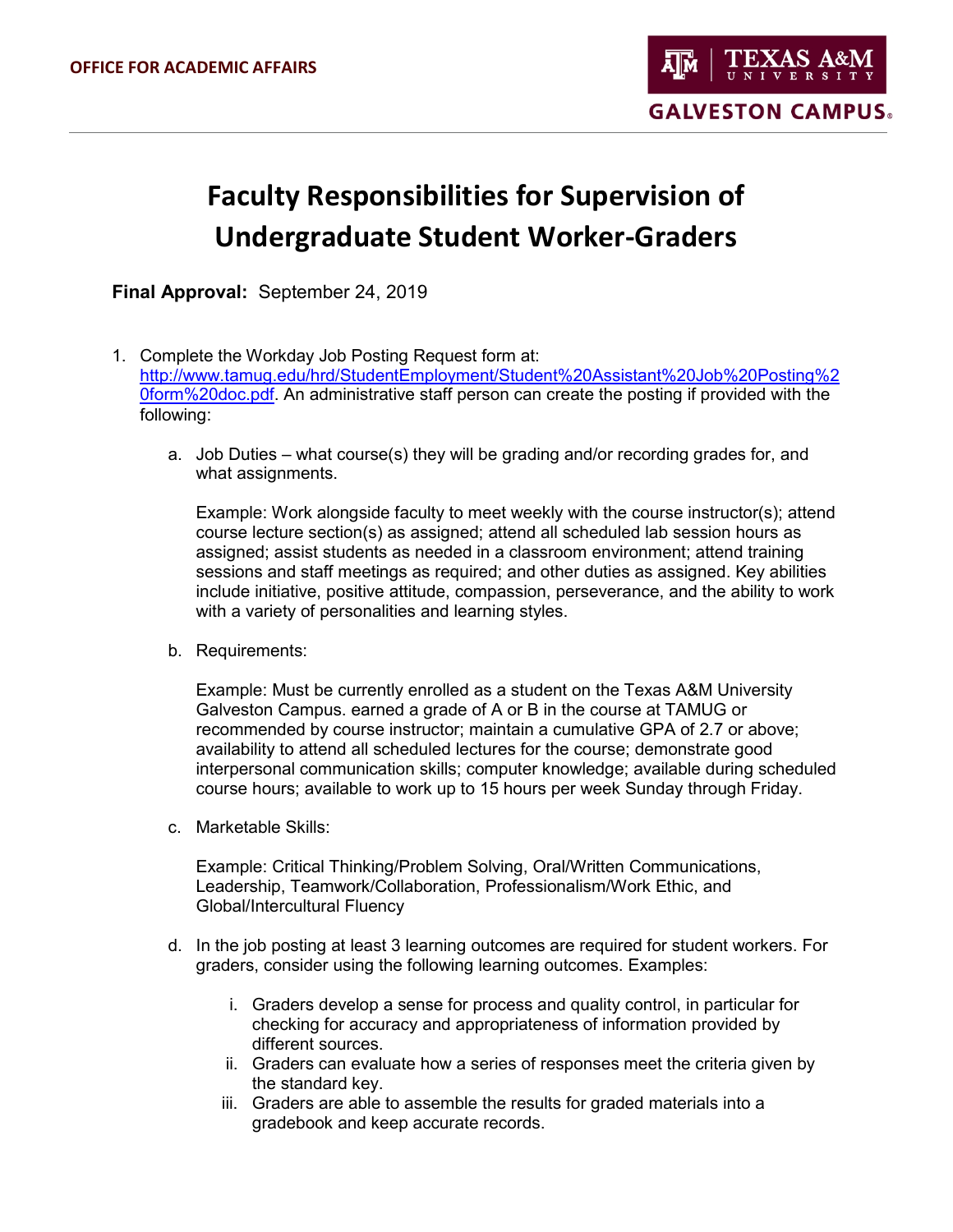OFFICE FOR ACADEMIC AFFAIRS

# Faculty Responsibilities for Supervision of Undergraduate Student Worker-Graders

**Final Approval:** September 24, 2019

1. Complete the Workday Job Posting Request form at: [http://www.tamug.edu/hrd/StudentEmployment/Student%20Assistant%20Job%20Posting%20form%20doc.pdf](http://www.tamug.edu/hrd/StudentEmployment/Student%20Assistant%20Job%20Posting%20form%20doc.pdf). An administrative staff person can create the posting if provided with the following:

    a. Job Duties – what course(s) they will be grading and/or recording grades for, and what assignments.

    Example: Work alongside faculty to meet weekly with the course instructor(s); attend course lecture section(s) as assigned; attend all scheduled lab session hours as assigned; assist students as needed in a classroom environment; attend training sessions and staff meetings as required; and other duties as assigned. Key abilities include initiative, positive attitude, compassion, perseverance, and the ability to work with a variety of personalities and learning styles.

    b. Requirements:

    Example: Must be currently enrolled as a student on the Texas A&M University Galveston Campus. earned a grade of A or B in the course at TAMUG or recommended by course instructor; maintain a cumulative GPA of 2.7 or above; availability to attend all scheduled lectures for the course; demonstrate good interpersonal communication skills; computer knowledge; available during scheduled course hours; available to work up to 15 hours per week Sunday through Friday.

    c. Marketable Skills:

    Example: Critical Thinking/Problem Solving, Oral/Written Communications, Leadership, Teamwork/Collaboration, Professionalism/Work Ethic, and Global/Intercultural Fluency

    d. In the job posting at least 3 learning outcomes are required for student workers. For graders, consider using the following learning outcomes. Examples:

        i. Graders develop a sense for process and quality control, in particular for checking for accuracy and appropriateness of information provided by different sources.
        ii. Graders can evaluate how a series of responses meet the criteria given by the standard key.
        iii. Graders are able to assemble the results for graded materials into a gradebook and keep accurate records.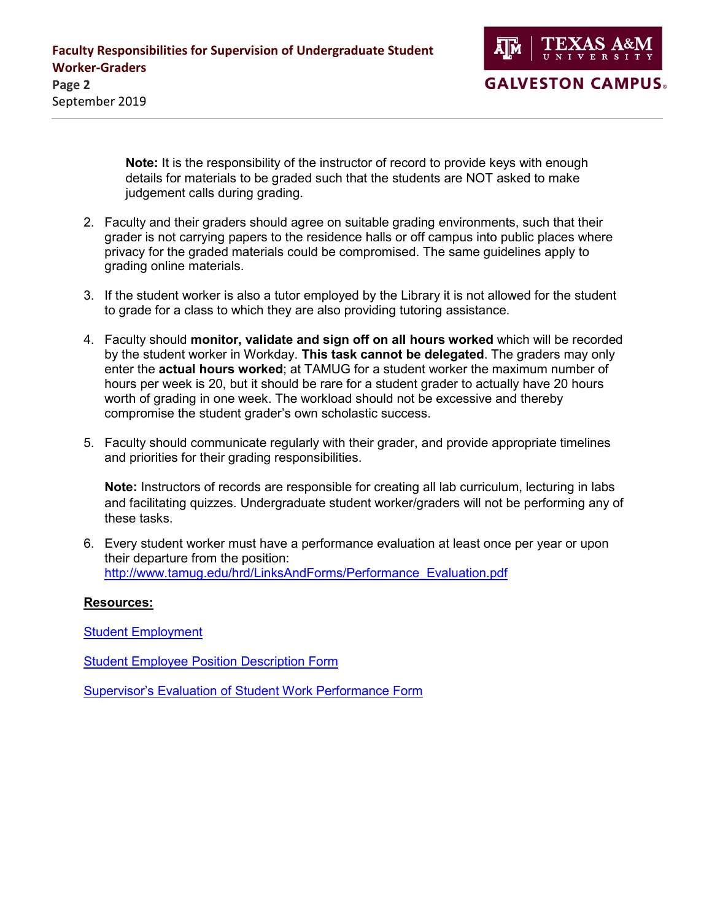**Note:** It is the responsibility of the instructor of record to provide keys with enough details for materials to be graded such that the students are NOT asked to make judgement calls during grading.

2. Faculty and their graders should agree on suitable grading environments, such that their grader is not carrying papers to the residence halls or off campus into public places where privacy for the graded materials could be compromised. The same guidelines apply to grading online materials.

3. If the student worker is also a tutor employed by the Library it is not allowed for the student to grade for a class to which they are also providing tutoring assistance.

4. Faculty should **monitor, validate and sign off on all hours worked** which will be recorded by the student worker in Workday. **This task cannot be delegated**. The graders may only enter the **actual hours worked**; at TAMUG for a student worker the maximum number of hours per week is 20, but it should be rare for a student grader to actually have 20 hours worth of grading in one week. The workload should not be excessive and thereby compromise the student grader's own scholastic success.

5. Faculty should communicate regularly with their grader, and provide appropriate timelines and priorities for their grading responsibilities.

   **Note:** Instructors of records are responsible for creating all lab curriculum, lecturing in labs and facilitating quizzes. Undergraduate student worker/graders will not be performing any of these tasks.

6. Every student worker must have a performance evaluation at least once per year or upon their departure from the position: [http://www.tamug.edu/hrd/LinksAndForms/Performance_Evaluation.pdf](http://www.tamug.edu/hrd/LinksAndForms/Performance_Evaluation.pdf)

**Resources:**

Student Employment

Student Employee Position Description Form

Supervisor's Evaluation of Student Work Performance Form